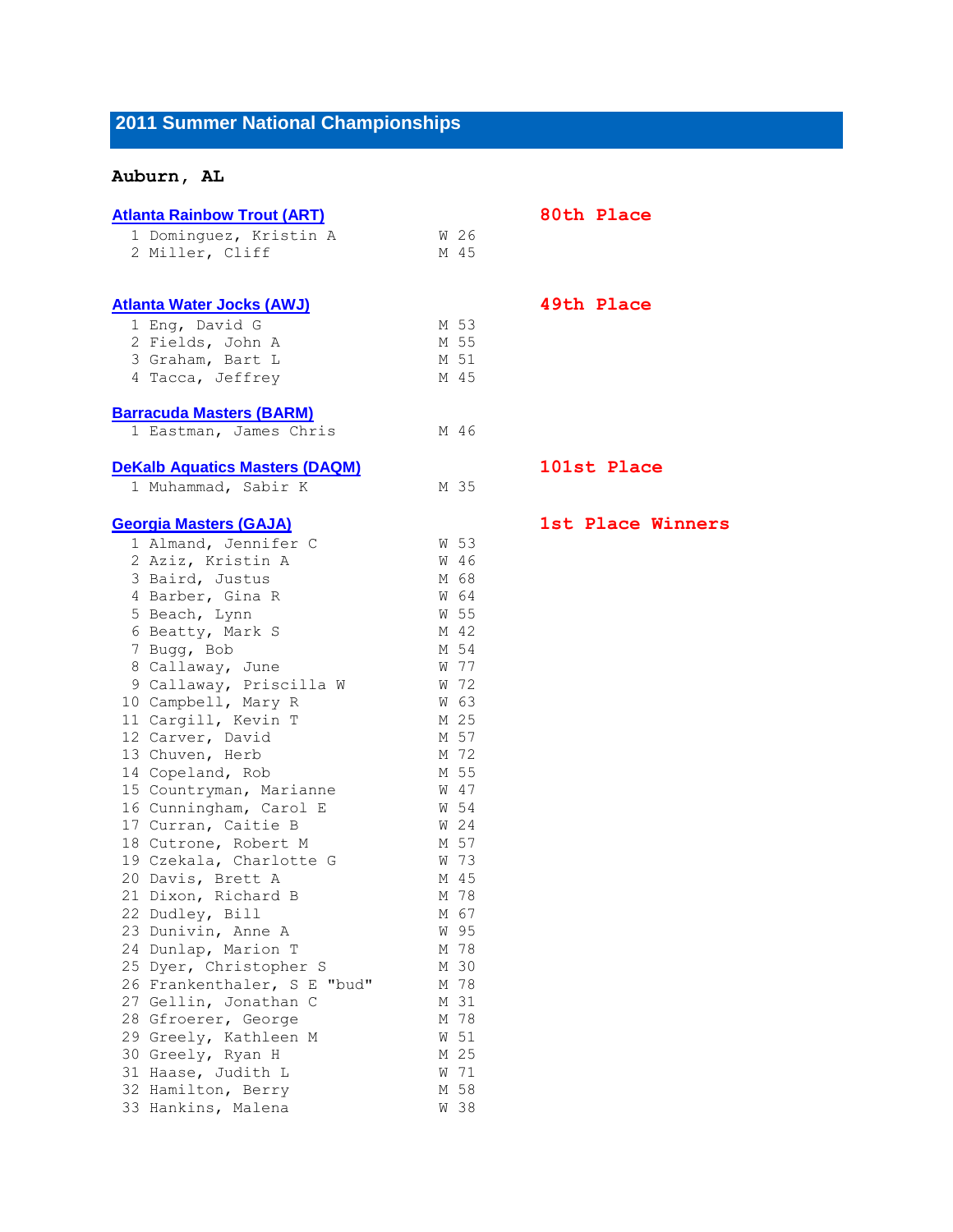# 2011 Summer National Championships

**Auburn, AL**

### Atlanta Rainbow Trout (ART)

**80th Place**

| # | Name | Sex | Age |
|---|---|---|---|
| 1 | Dominguez, Kristin A | W | 26 |
| 2 | Miller, Cliff | M | 45 |

### Atlanta Water Jocks (AWJ)

**49th Place**

| # | Name | Sex | Age |
|---|---|---|---|
| 1 | Eng, David G | M | 53 |
| 2 | Fields, John A | M | 55 |
| 3 | Graham, Bart L | M | 51 |
| 4 | Tacca, Jeffrey | M | 45 |

### Barracuda Masters (BARM)

| # | Name | Sex | Age |
|---|---|---|---|
| 1 | Eastman, James Chris | M | 46 |

### DeKalb Aquatics Masters (DAQM)

**101st Place**

| # | Name | Sex | Age |
|---|---|---|---|
| 1 | Muhammad, Sabir K | M | 35 |

### Georgia Masters (GAJA)

**1st Place Winners**

| # | Name | Sex | Age |
|---|---|---|---|
| 1 | Almand, Jennifer C | W | 53 |
| 2 | Aziz, Kristin A | W | 46 |
| 3 | Baird, Justus | M | 68 |
| 4 | Barber, Gina R | W | 64 |
| 5 | Beach, Lynn | W | 55 |
| 6 | Beatty, Mark S | M | 42 |
| 7 | Bugg, Bob | M | 54 |
| 8 | Callaway, June | W | 77 |
| 9 | Callaway, Priscilla W | W | 72 |
| 10 | Campbell, Mary R | W | 63 |
| 11 | Cargill, Kevin T | M | 25 |
| 12 | Carver, David | M | 57 |
| 13 | Chuven, Herb | M | 72 |
| 14 | Copeland, Rob | M | 55 |
| 15 | Countryman, Marianne | W | 47 |
| 16 | Cunningham, Carol E | W | 54 |
| 17 | Curran, Caitie B | W | 24 |
| 18 | Cutrone, Robert M | M | 57 |
| 19 | Czekala, Charlotte G | W | 73 |
| 20 | Davis, Brett A | M | 45 |
| 21 | Dixon, Richard B | M | 78 |
| 22 | Dudley, Bill | M | 67 |
| 23 | Dunivin, Anne A | W | 95 |
| 24 | Dunlap, Marion T | M | 78 |
| 25 | Dyer, Christopher S | M | 30 |
| 26 | Frankenthaler, S E "bud" | M | 78 |
| 27 | Gellin, Jonathan C | M | 31 |
| 28 | Gfroerer, George | M | 78 |
| 29 | Greely, Kathleen M | W | 51 |
| 30 | Greely, Ryan H | M | 25 |
| 31 | Haase, Judith L | W | 71 |
| 32 | Hamilton, Berry | M | 58 |
| 33 | Hankins, Malena | W | 38 |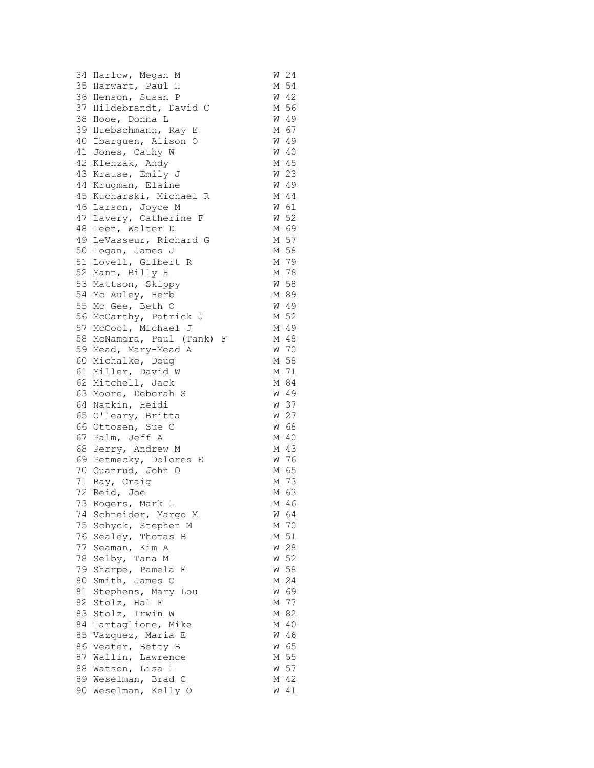```
34 Harlow, Megan M              W 24
35 Harwart, Paul H              M 54
36 Henson, Susan P              W 42
37 Hildebrandt, David C         M 56
38 Hooe, Donna L                W 49
39 Huebschmann, Ray E           M 67
40 Ibarguen, Alison O           W 49
41 Jones, Cathy W               W 40
42 Klenzak, Andy                M 45
43 Krause, Emily J              W 23
44 Krugman, Elaine              W 49
45 Kucharski, Michael R         M 44
46 Larson, Joyce M              W 61
47 Lavery, Catherine F          W 52
48 Leen, Walter D               M 69
49 LeVasseur, Richard G         M 57
50 Logan, James J               M 58
51 Lovell, Gilbert R            M 79
52 Mann, Billy H                M 78
53 Mattson, Skippy              W 58
54 Mc Auley, Herb               M 89
55 Mc Gee, Beth O               W 49
56 McCarthy, Patrick J          M 52
57 McCool, Michael J            M 49
58 McNamara, Paul (Tank) F      M 48
59 Mead, Mary-Mead A            W 70
60 Michalke, Doug               M 58
61 Miller, David W              M 71
62 Mitchell, Jack               M 84
63 Moore, Deborah S             W 49
64 Natkin, Heidi                W 37
65 O'Leary, Britta              W 27
66 Ottosen, Sue C               W 68
67 Palm, Jeff A                 M 40
68 Perry, Andrew M              M 43
69 Petmecky, Dolores E          W 76
70 Quanrud, John O              M 65
71 Ray, Craig                   M 73
72 Reid, Joe                    M 63
73 Rogers, Mark L               M 46
74 Schneider, Margo M           W 64
75 Schyck, Stephen M            M 70
76 Sealey, Thomas B             M 51
77 Seaman, Kim A                W 28
78 Selby, Tana M                W 52
79 Sharpe, Pamela E             W 58
80 Smith, James O               M 24
81 Stephens, Mary Lou           W 69
82 Stolz, Hal F                 M 77
83 Stolz, Irwin W               M 82
84 Tartaglione, Mike            M 40
85 Vazquez, Maria E             W 46
86 Veater, Betty B              W 65
87 Wallin, Lawrence             M 55
88 Watson, Lisa L               W 57
89 Weselman, Brad C             M 42
90 Weselman, Kelly O            W 41
```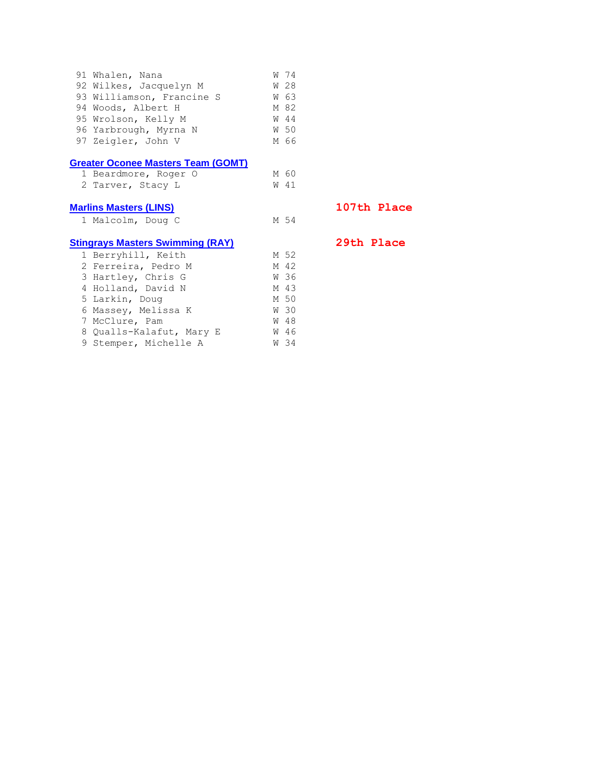| | | |
|---|---|---|
| 91 | Whalen, Nana | W 74 |
| 92 | Wilkes, Jacquelyn M | W 28 |
| 93 | Williamson, Francine S | W 63 |
| 94 | Woods, Albert H | M 82 |
| 95 | Wrolson, Kelly M | W 44 |
| 96 | Yarbrough, Myrna N | W 50 |
| 97 | Zeigler, John V | M 66 |

**Greater Oconee Masters Team (GOMT)**

| | | |
|---|---|---|
| 1 | Beardmore, Roger O | M 60 |
| 2 | Tarver, Stacy L | W 41 |

**Marlins Masters (LINS)** — **107th Place**

| | | |
|---|---|---|
| 1 | Malcolm, Doug C | M 54 |

**Stingrays Masters Swimming (RAY)** — **29th Place**

| | | |
|---|---|---|
| 1 | Berryhill, Keith | M 52 |
| 2 | Ferreira, Pedro M | M 42 |
| 3 | Hartley, Chris G | W 36 |
| 4 | Holland, David N | M 43 |
| 5 | Larkin, Doug | M 50 |
| 6 | Massey, Melissa K | W 30 |
| 7 | McClure, Pam | W 48 |
| 8 | Qualls-Kalafut, Mary E | W 46 |
| 9 | Stemper, Michelle A | W 34 |